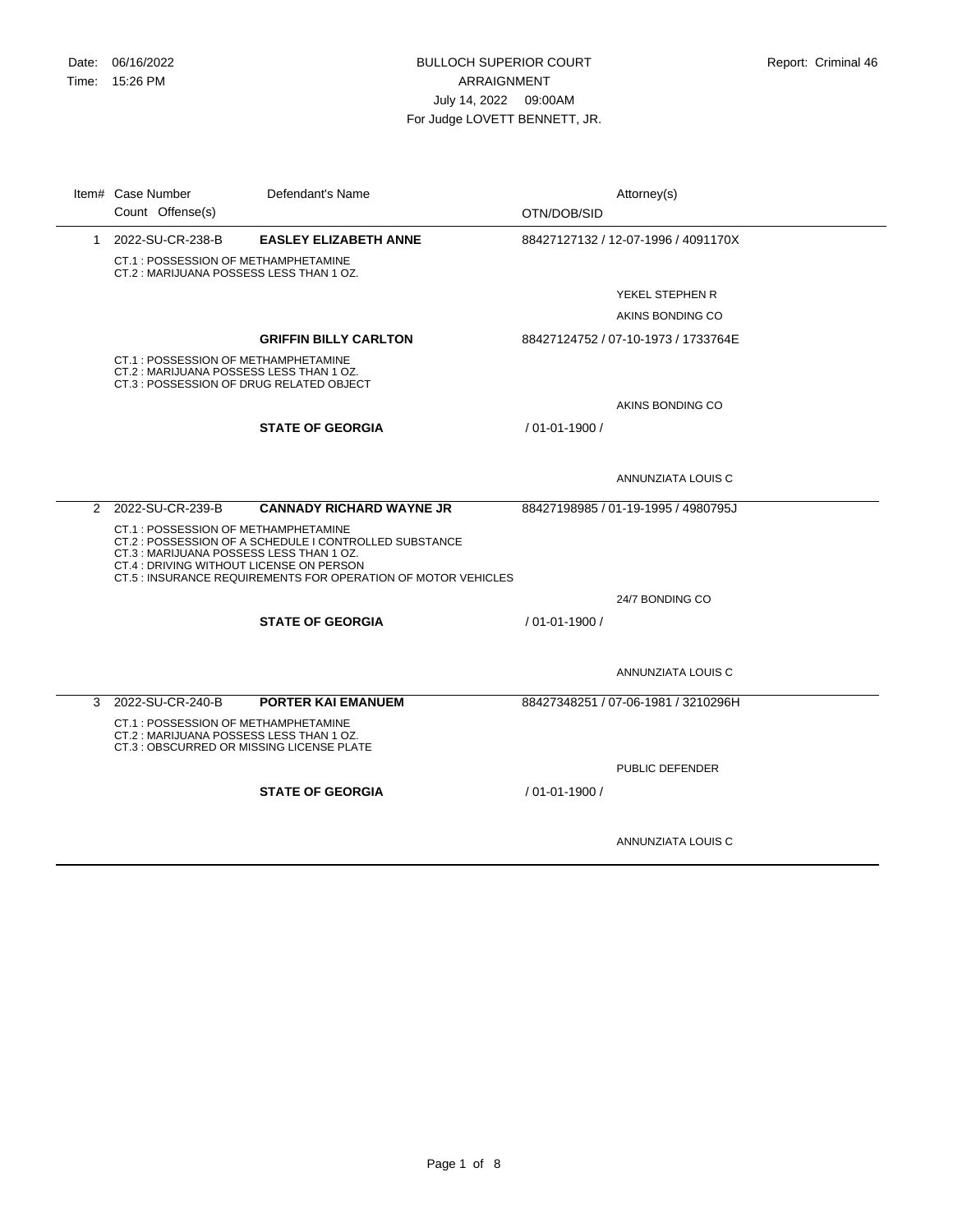Date: 06/16/2022
Time: 15:26 PM

# BULLOCH SUPERIOR COURT
## ARRAIGNMENT
July 14, 2022 09:00AM
For Judge LOVETT BENNETT, JR.

Report: Criminal 46

| Item# | Case Number / Count Offense(s) | Defendant's Name | OTN/DOB/SID | Attorney(s) |
|---|---|---|---|---|
| 1 | 2022-SU-CR-238-B | **EASLEY ELIZABETH ANNE** | 88427127132 / 12-07-1996 / 4091170X | |
| | CT.1 : POSSESSION OF METHAMPHETAMINE<br>CT.2 : MARIJUANA POSSESS LESS THAN 1 OZ. | | | |
| | | | | YEKEL STEPHEN R |
| | | | | AKINS BONDING CO |
| | | **GRIFFIN BILLY CARLTON** | 88427124752 / 07-10-1973 / 1733764E | |
| | CT.1 : POSSESSION OF METHAMPHETAMINE<br>CT.2 : MARIJUANA POSSESS LESS THAN 1 OZ.<br>CT.3 : POSSESSION OF DRUG RELATED OBJECT | | | |
| | | | | AKINS BONDING CO |
| | | **STATE OF GEORGIA** | / 01-01-1900 / | |
| | | | | ANNUNZIATA LOUIS C |
| 2 | 2022-SU-CR-239-B | **CANNADY RICHARD WAYNE JR** | 88427198985 / 01-19-1995 / 4980795J | |
| | CT.1 : POSSESSION OF METHAMPHETAMINE<br>CT.2 : POSSESSION OF A SCHEDULE I CONTROLLED SUBSTANCE<br>CT.3 : MARIJUANA POSSESS LESS THAN 1 OZ.<br>CT.4 : DRIVING WITHOUT LICENSE ON PERSON<br>CT.5 : INSURANCE REQUIREMENTS FOR OPERATION OF MOTOR VEHICLES | | | |
| | | | | 24/7 BONDING CO |
| | | **STATE OF GEORGIA** | / 01-01-1900 / | |
| | | | | ANNUNZIATA LOUIS C |
| 3 | 2022-SU-CR-240-B | **PORTER KAI EMANUEM** | 88427348251 / 07-06-1981 / 3210296H | |
| | CT.1 : POSSESSION OF METHAMPHETAMINE<br>CT.2 : MARIJUANA POSSESS LESS THAN 1 OZ.<br>CT.3 : OBSCURRED OR MISSING LICENSE PLATE | | | |
| | | | | PUBLIC DEFENDER |
| | | **STATE OF GEORGIA** | / 01-01-1900 / | |
| | | | | ANNUNZIATA LOUIS C |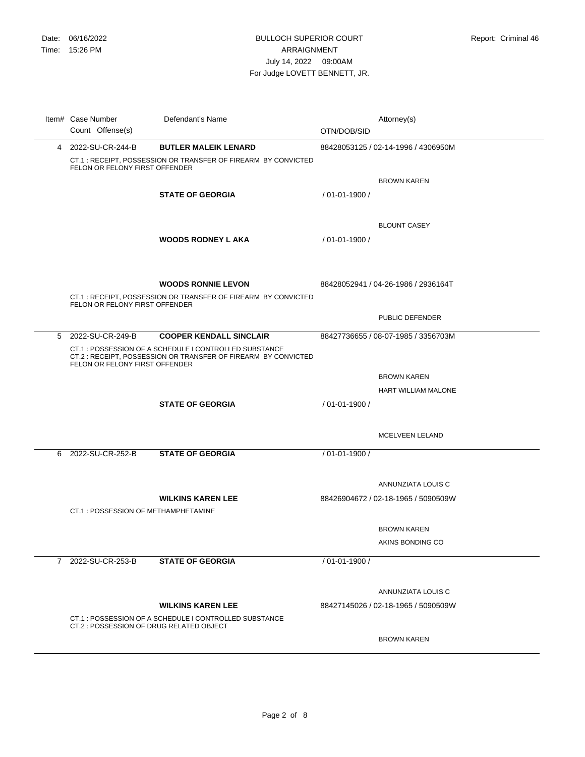Date: 06/16/2022
Time: 15:26 PM

# BULLOCH SUPERIOR COURT
## ARRAIGNMENT
July 14, 2022 09:00AM
For Judge LOVETT BENNETT, JR.

Report: Criminal 46

| Item# | Case Number / Count Offense(s) | Defendant's Name | OTN/DOB/SID | Attorney(s) |
|---|---|---|---|---|
| 4 | 2022-SU-CR-244-B | **BUTLER MALEIK LENARD** | 88428053125 / 02-14-1996 / 4306950M | |
| | CT.1 : RECEIPT, POSSESSION OR TRANSFER OF FIREARM BY CONVICTED FELON OR FELONY FIRST OFFENDER | | | |
| | | | | BROWN KAREN |
| | | **STATE OF GEORGIA** | / 01-01-1900 / | |
| | | | | BLOUNT CASEY |
| | | **WOODS RODNEY L AKA** | / 01-01-1900 / | |
| | | **WOODS RONNIE LEVON** | 88428052941 / 04-26-1986 / 2936164T | |
| | CT.1 : RECEIPT, POSSESSION OR TRANSFER OF FIREARM BY CONVICTED FELON OR FELONY FIRST OFFENDER | | | |
| | | | | PUBLIC DEFENDER |
| 5 | 2022-SU-CR-249-B | **COOPER KENDALL SINCLAIR** | 88427736655 / 08-07-1985 / 3356703M | |
| | CT.1 : POSSESSION OF A SCHEDULE I CONTROLLED SUBSTANCE<br>CT.2 : RECEIPT, POSSESSION OR TRANSFER OF FIREARM BY CONVICTED FELON OR FELONY FIRST OFFENDER | | | |
| | | | | BROWN KAREN<br>HART WILLIAM MALONE |
| | | **STATE OF GEORGIA** | / 01-01-1900 / | |
| | | | | MCELVEEN LELAND |
| 6 | 2022-SU-CR-252-B | **STATE OF GEORGIA** | / 01-01-1900 / | |
| | | | | ANNUNZIATA LOUIS C |
| | | **WILKINS KAREN LEE** | 88426904672 / 02-18-1965 / 5090509W | |
| | CT.1 : POSSESSION OF METHAMPHETAMINE | | | |
| | | | | BROWN KAREN<br>AKINS BONDING CO |
| 7 | 2022-SU-CR-253-B | **STATE OF GEORGIA** | / 01-01-1900 / | |
| | | | | ANNUNZIATA LOUIS C |
| | | **WILKINS KAREN LEE** | 88427145026 / 02-18-1965 / 5090509W | |
| | CT.1 : POSSESSION OF A SCHEDULE I CONTROLLED SUBSTANCE<br>CT.2 : POSSESSION OF DRUG RELATED OBJECT | | | |
| | | | | BROWN KAREN |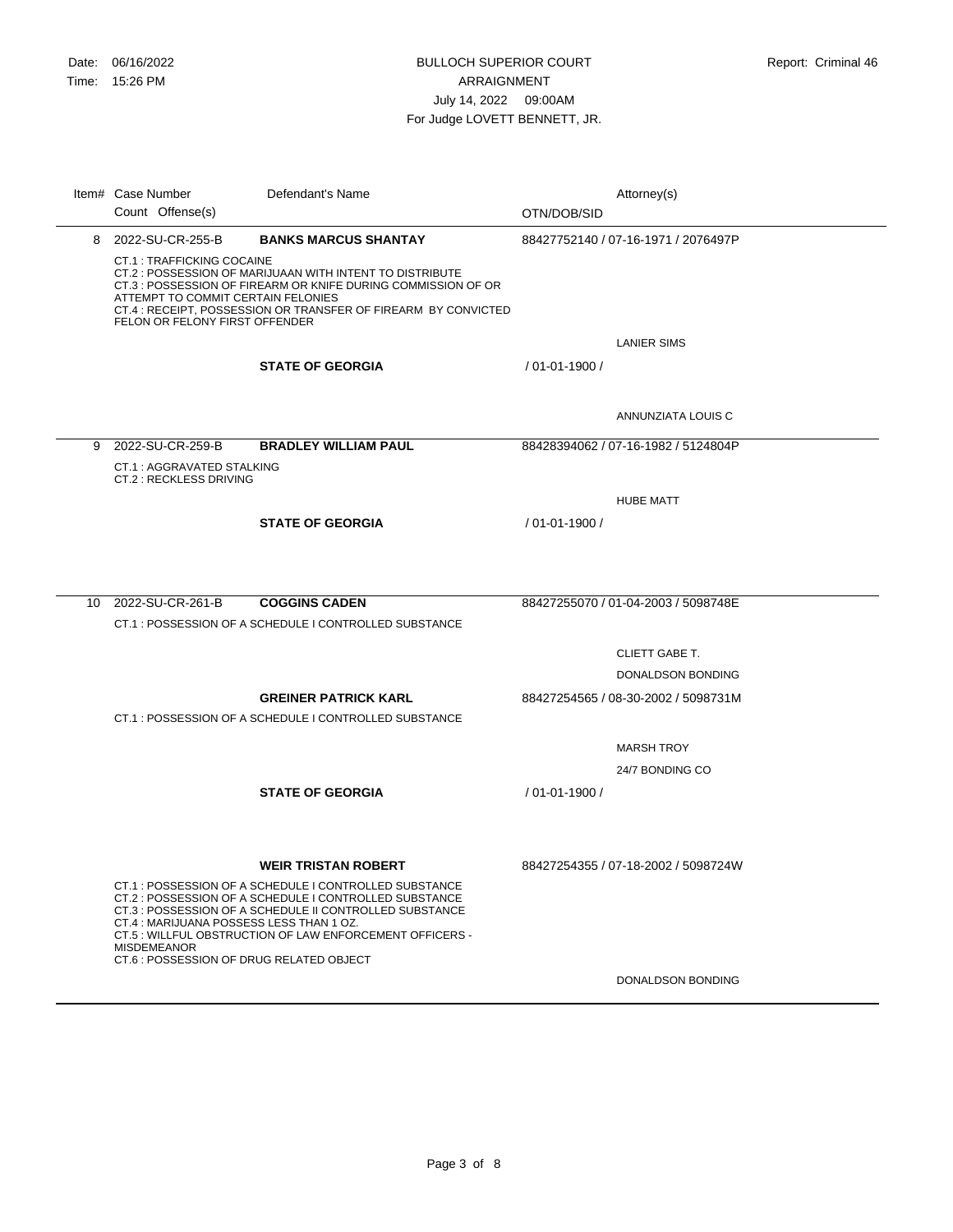Date: 06/16/2022
Time: 15:26 PM

# BULLOCH SUPERIOR COURT
## ARRAIGNMENT
July 14, 2022 09:00AM
For Judge LOVETT BENNETT, JR.

Report: Criminal 46

| Item# | Case Number / Count Offense(s) | Defendant's Name | OTN/DOB/SID | Attorney(s) |
|---|---|---|---|---|
| 8 | 2022-SU-CR-255-B | **BANKS MARCUS SHANTAY** | 88427752140 / 07-16-1971 / 2076497P | |
| | CT.1 : TRAFFICKING COCAINE<br>CT.2 : POSSESSION OF MARIJUAAN WITH INTENT TO DISTRIBUTE<br>CT.3 : POSSESSION OF FIREARM OR KNIFE DURING COMMISSION OF OR ATTEMPT TO COMMIT CERTAIN FELONIES<br>CT.4 : RECEIPT, POSSESSION OR TRANSFER OF FIREARM BY CONVICTED FELON OR FELONY FIRST OFFENDER | | | |
| | | | | LANIER SIMS |
| | | **STATE OF GEORGIA** | / 01-01-1900 / | |
| | | | | ANNUNZIATA LOUIS C |
| 9 | 2022-SU-CR-259-B | **BRADLEY WILLIAM PAUL** | 88428394062 / 07-16-1982 / 5124804P | |
| | CT.1 : AGGRAVATED STALKING<br>CT.2 : RECKLESS DRIVING | | | |
| | | | | HUBE MATT |
| | | **STATE OF GEORGIA** | / 01-01-1900 / | |
| 10 | 2022-SU-CR-261-B | **COGGINS CADEN** | 88427255070 / 01-04-2003 / 5098748E | |
| | CT.1 : POSSESSION OF A SCHEDULE I CONTROLLED SUBSTANCE | | | |
| | | | | CLIETT GABE T.<br>DONALDSON BONDING |
| | | **GREINER PATRICK KARL** | 88427254565 / 08-30-2002 / 5098731M | |
| | CT.1 : POSSESSION OF A SCHEDULE I CONTROLLED SUBSTANCE | | | |
| | | | | MARSH TROY<br>24/7 BONDING CO |
| | | **STATE OF GEORGIA** | / 01-01-1900 / | |
| | | **WEIR TRISTAN ROBERT** | 88427254355 / 07-18-2002 / 5098724W | |
| | CT.1 : POSSESSION OF A SCHEDULE I CONTROLLED SUBSTANCE<br>CT.2 : POSSESSION OF A SCHEDULE I CONTROLLED SUBSTANCE<br>CT.3 : POSSESSION OF A SCHEDULE II CONTROLLED SUBSTANCE<br>CT.4 : MARIJUANA POSSESS LESS THAN 1 OZ.<br>CT.5 : WILLFUL OBSTRUCTION OF LAW ENFORCEMENT OFFICERS - MISDEMEANOR<br>CT.6 : POSSESSION OF DRUG RELATED OBJECT | | | |
| | | | | DONALDSON BONDING |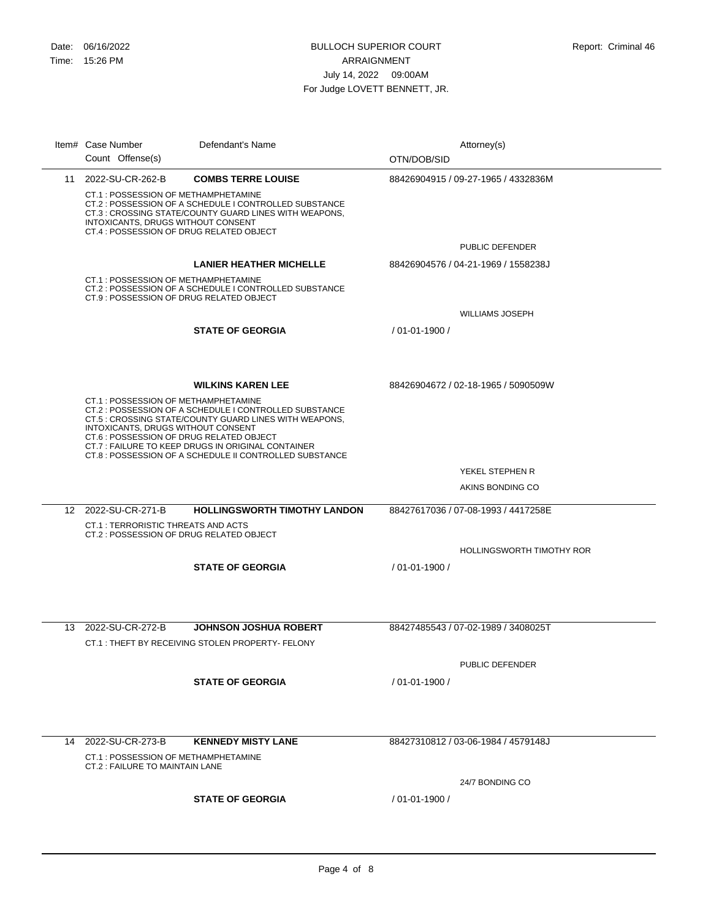Date: 06/16/2022
Time: 15:26 PM

# BULLOCH SUPERIOR COURT
## ARRAIGNMENT
July 14, 2022 09:00AM
For Judge LOVETT BENNETT, JR.

Report: Criminal 46

| Item# | Case Number / Count Offense(s) | Defendant's Name | Attorney(s) / OTN/DOB/SID |
|---|---|---|---|
| 11 | 2022-SU-CR-262-B | **COMBS TERRE LOUISE** | 88426904915 / 09-27-1965 / 4332836M |
| | CT.1 : POSSESSION OF METHAMPHETAMINE<br>CT.2 : POSSESSION OF A SCHEDULE I CONTROLLED SUBSTANCE<br>CT.3 : CROSSING STATE/COUNTY GUARD LINES WITH WEAPONS, INTOXICANTS, DRUGS WITHOUT CONSENT<br>CT.4 : POSSESSION OF DRUG RELATED OBJECT | | PUBLIC DEFENDER |
| | | **LANIER HEATHER MICHELLE** | 88426904576 / 04-21-1969 / 1558238J |
| | CT.1 : POSSESSION OF METHAMPHETAMINE<br>CT.2 : POSSESSION OF A SCHEDULE I CONTROLLED SUBSTANCE<br>CT.9 : POSSESSION OF DRUG RELATED OBJECT | | WILLIAMS JOSEPH |
| | | **STATE OF GEORGIA** | / 01-01-1900 / |
| | | **WILKINS KAREN LEE** | 88426904672 / 02-18-1965 / 5090509W |
| | CT.1 : POSSESSION OF METHAMPHETAMINE<br>CT.2 : POSSESSION OF A SCHEDULE I CONTROLLED SUBSTANCE<br>CT.5 : CROSSING STATE/COUNTY GUARD LINES WITH WEAPONS, INTOXICANTS, DRUGS WITHOUT CONSENT<br>CT.6 : POSSESSION OF DRUG RELATED OBJECT<br>CT.7 : FAILURE TO KEEP DRUGS IN ORIGINAL CONTAINER<br>CT.8 : POSSESSION OF A SCHEDULE II CONTROLLED SUBSTANCE | | YEKEL STEPHEN R<br>AKINS BONDING CO |
| 12 | 2022-SU-CR-271-B | **HOLLINGSWORTH TIMOTHY LANDON** | 88427617036 / 07-08-1993 / 4417258E |
| | CT.1 : TERRORISTIC THREATS AND ACTS<br>CT.2 : POSSESSION OF DRUG RELATED OBJECT | | HOLLINGSWORTH TIMOTHY ROR |
| | | **STATE OF GEORGIA** | / 01-01-1900 / |
| 13 | 2022-SU-CR-272-B | **JOHNSON JOSHUA ROBERT** | 88427485543 / 07-02-1989 / 3408025T |
| | CT.1 : THEFT BY RECEIVING STOLEN PROPERTY- FELONY | | PUBLIC DEFENDER |
| | | **STATE OF GEORGIA** | / 01-01-1900 / |
| 14 | 2022-SU-CR-273-B | **KENNEDY MISTY LANE** | 88427310812 / 03-06-1984 / 4579148J |
| | CT.1 : POSSESSION OF METHAMPHETAMINE<br>CT.2 : FAILURE TO MAINTAIN LANE | | 24/7 BONDING CO |
| | | **STATE OF GEORGIA** | / 01-01-1900 / |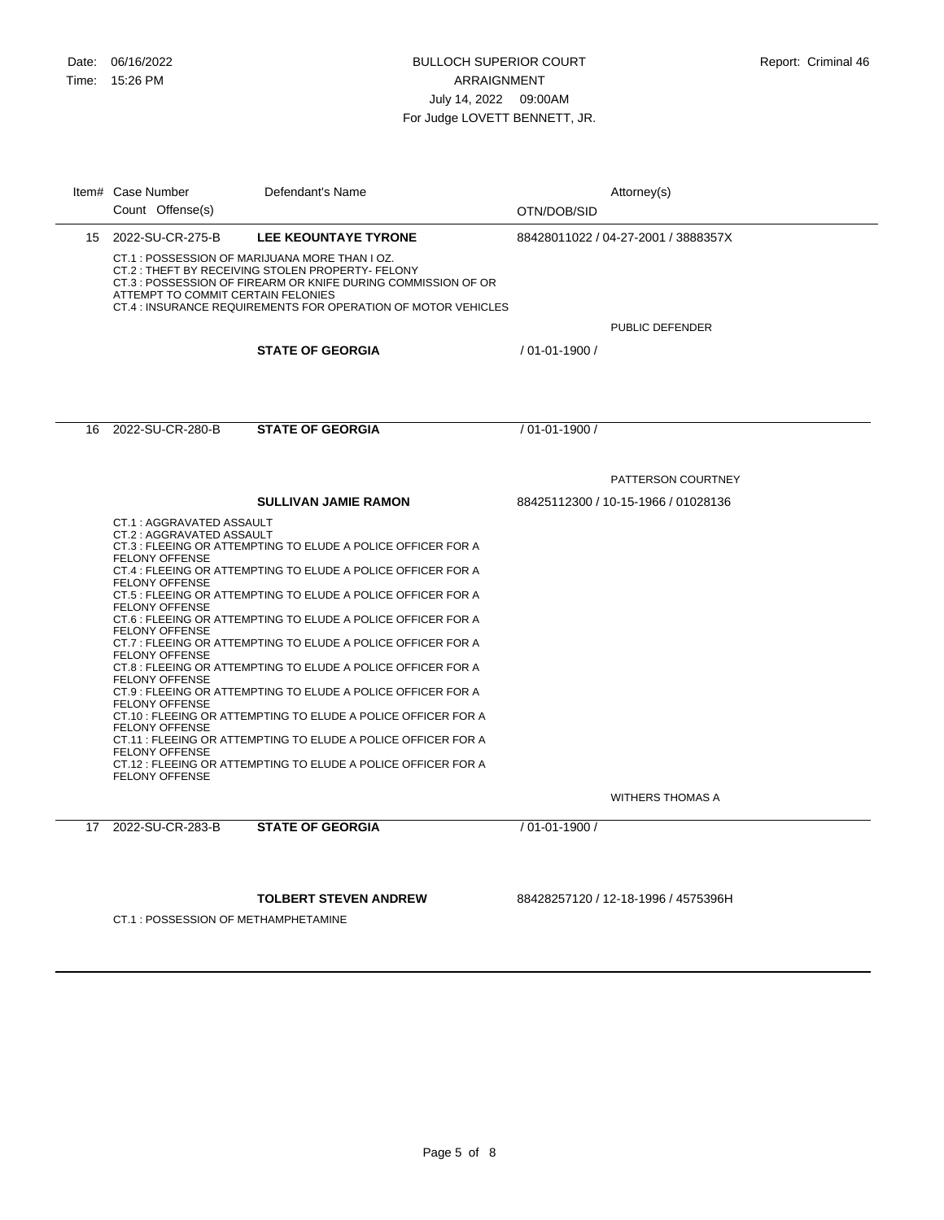Date: 06/16/2022
Time: 15:26 PM

**BULLOCH SUPERIOR COURT**
**ARRAIGNMENT**
**July 14, 2022 09:00AM**
**For Judge LOVETT BENNETT, JR.**

Report: Criminal 46

| Item# | Case Number / Count Offense(s) | Defendant's Name | OTN/DOB/SID | Attorney(s) |
|---|---|---|---|---|
| 15 | 2022-SU-CR-275-B | **LEE KEOUNTAYE TYRONE** | 88428011022 / 04-27-2001 / 3888357X | |
| | CT.1 : POSSESSION OF MARIJUANA MORE THAN I OZ.<br>CT.2 : THEFT BY RECEIVING STOLEN PROPERTY- FELONY<br>CT.3 : POSSESSION OF FIREARM OR KNIFE DURING COMMISSION OF OR ATTEMPT TO COMMIT CERTAIN FELONIES<br>CT.4 : INSURANCE REQUIREMENTS FOR OPERATION OF MOTOR VEHICLES | | | PUBLIC DEFENDER |
| | | **STATE OF GEORGIA** | / 01-01-1900 / | |
| 16 | 2022-SU-CR-280-B | **STATE OF GEORGIA** | / 01-01-1900 / | |
| | | | | PATTERSON COURTNEY |
| | | **SULLIVAN JAMIE RAMON** | 88425112300 / 10-15-1966 / 01028136 | |
| | CT.1 : AGGRAVATED ASSAULT<br>CT.2 : AGGRAVATED ASSAULT<br>CT.3 : FLEEING OR ATTEMPTING TO ELUDE A POLICE OFFICER FOR A FELONY OFFENSE<br>CT.4 : FLEEING OR ATTEMPTING TO ELUDE A POLICE OFFICER FOR A FELONY OFFENSE<br>CT.5 : FLEEING OR ATTEMPTING TO ELUDE A POLICE OFFICER FOR A FELONY OFFENSE<br>CT.6 : FLEEING OR ATTEMPTING TO ELUDE A POLICE OFFICER FOR A FELONY OFFENSE<br>CT.7 : FLEEING OR ATTEMPTING TO ELUDE A POLICE OFFICER FOR A FELONY OFFENSE<br>CT.8 : FLEEING OR ATTEMPTING TO ELUDE A POLICE OFFICER FOR A FELONY OFFENSE<br>CT.9 : FLEEING OR ATTEMPTING TO ELUDE A POLICE OFFICER FOR A FELONY OFFENSE<br>CT.10 : FLEEING OR ATTEMPTING TO ELUDE A POLICE OFFICER FOR A FELONY OFFENSE<br>CT.11 : FLEEING OR ATTEMPTING TO ELUDE A POLICE OFFICER FOR A FELONY OFFENSE<br>CT.12 : FLEEING OR ATTEMPTING TO ELUDE A POLICE OFFICER FOR A FELONY OFFENSE | | | |
| | | | | WITHERS THOMAS A |
| 17 | 2022-SU-CR-283-B | **STATE OF GEORGIA** | / 01-01-1900 / | |
| | | **TOLBERT STEVEN ANDREW** | 88428257120 / 12-18-1996 / 4575396H | |
| | CT.1 : POSSESSION OF METHAMPHETAMINE | | | |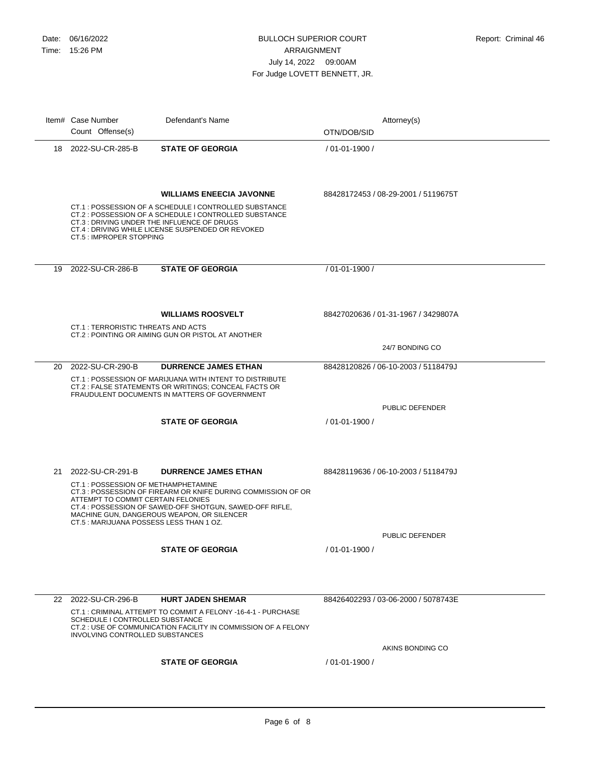BULLOCH SUPERIOR COURT
ARRAIGNMENT
July 14, 2022 09:00AM
For Judge LOVETT BENNETT, JR.

Date: 06/16/2022
Time: 15:26 PM

Report: Criminal 46

| Item# | Case Number / Count Offense(s) | Defendant's Name | Attorney(s) / OTN/DOB/SID |
|---|---|---|---|
| 18 | 2022-SU-CR-285-B | **STATE OF GEORGIA** | / 01-01-1900 / |
| | | **WILLIAMS ENEECIA JAVONNE** | 88428172453 / 08-29-2001 / 5119675T |
| | CT.1 : POSSESSION OF A SCHEDULE I CONTROLLED SUBSTANCE<br>CT.2 : POSSESSION OF A SCHEDULE I CONTROLLED SUBSTANCE<br>CT.3 : DRIVING UNDER THE INFLUENCE OF DRUGS<br>CT.4 : DRIVING WHILE LICENSE SUSPENDED OR REVOKED<br>CT.5 : IMPROPER STOPPING | | |
| 19 | 2022-SU-CR-286-B | **STATE OF GEORGIA** | / 01-01-1900 / |
| | | **WILLIAMS ROOSVELT** | 88427020636 / 01-31-1967 / 3429807A |
| | CT.1 : TERRORISTIC THREATS AND ACTS<br>CT.2 : POINTING OR AIMING GUN OR PISTOL AT ANOTHER | | |
| | | | 24/7 BONDING CO |
| 20 | 2022-SU-CR-290-B | **DURRENCE JAMES ETHAN** | 88428120826 / 06-10-2003 / 5118479J |
| | CT.1 : POSSESSION OF MARIJUANA WITH INTENT TO DISTRIBUTE<br>CT.2 : FALSE STATEMENTS OR WRITINGS; CONCEAL FACTS OR FRAUDULENT DOCUMENTS IN MATTERS OF GOVERNMENT | | |
| | | | PUBLIC DEFENDER |
| | | **STATE OF GEORGIA** | / 01-01-1900 / |
| 21 | 2022-SU-CR-291-B | **DURRENCE JAMES ETHAN** | 88428119636 / 06-10-2003 / 5118479J |
| | CT.1 : POSSESSION OF METHAMPHETAMINE<br>CT.3 : POSSESSION OF FIREARM OR KNIFE DURING COMMISSION OF OR ATTEMPT TO COMMIT CERTAIN FELONIES<br>CT.4 : POSSESSION OF SAWED-OFF SHOTGUN, SAWED-OFF RIFLE, MACHINE GUN, DANGEROUS WEAPON, OR SILENCER<br>CT.5 : MARIJUANA POSSESS LESS THAN 1 OZ. | | |
| | | | PUBLIC DEFENDER |
| | | **STATE OF GEORGIA** | / 01-01-1900 / |
| 22 | 2022-SU-CR-296-B | **HURT JADEN SHEMAR** | 88426402293 / 03-06-2000 / 5078743E |
| | CT.1 : CRIMINAL ATTEMPT TO COMMIT A FELONY -16-4-1 - PURCHASE SCHEDULE I CONTROLLED SUBSTANCE<br>CT.2 : USE OF COMMUNICATION FACILITY IN COMMISSION OF A FELONY INVOLVING CONTROLLED SUBSTANCES | | |
| | | | AKINS BONDING CO |
| | | **STATE OF GEORGIA** | / 01-01-1900 / |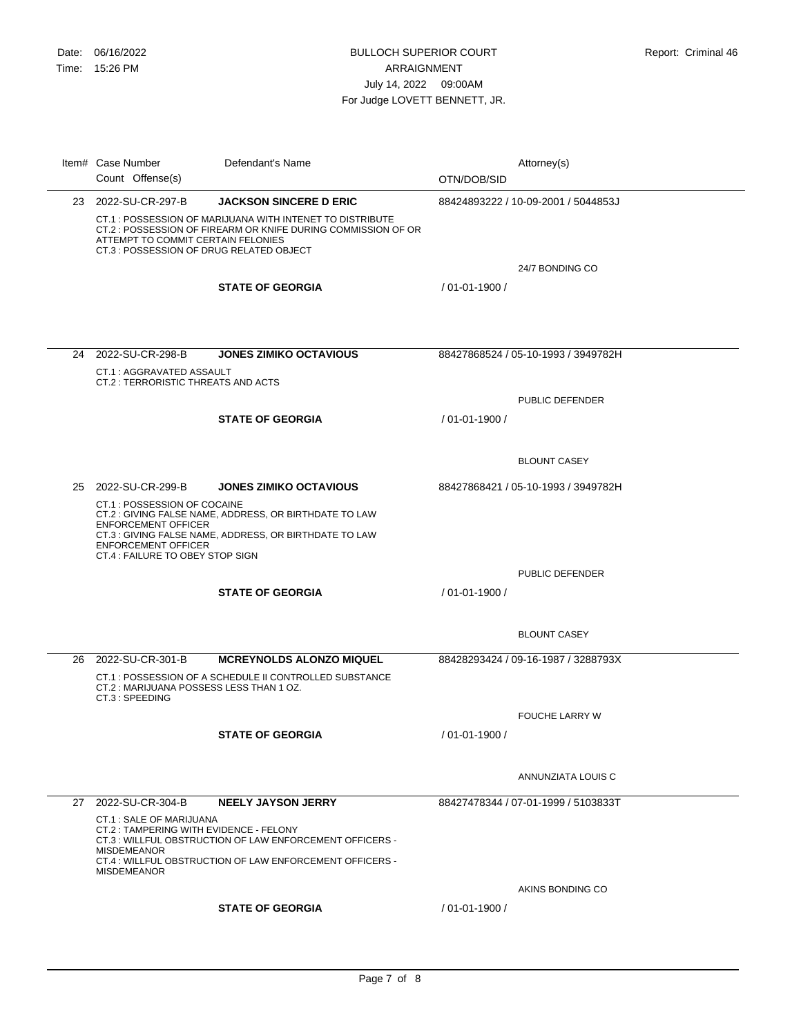BULLOCH SUPERIOR COURT
ARRAIGNMENT
July 14, 2022 09:00AM
For Judge LOVETT BENNETT, JR.

Date: 06/16/2022
Time: 15:26 PM

Report: Criminal 46

| Item# | Case Number / Count Offense(s) | Defendant's Name | OTN/DOB/SID | Attorney(s) |
|---|---|---|---|---|
| 23 | 2022-SU-CR-297-B | **JACKSON SINCERE D ERIC** | 88424893222 / 10-09-2001 / 5044853J | |
| | CT.1 : POSSESSION OF MARIJUANA WITH INTENET TO DISTRIBUTE<br>CT.2 : POSSESSION OF FIREARM OR KNIFE DURING COMMISSION OF OR ATTEMPT TO COMMIT CERTAIN FELONIES<br>CT.3 : POSSESSION OF DRUG RELATED OBJECT | | | |
| | | | | 24/7 BONDING CO |
| | | **STATE OF GEORGIA** | / 01-01-1900 / | |
| 24 | 2022-SU-CR-298-B | **JONES ZIMIKO OCTAVIOUS** | 88427868524 / 05-10-1993 / 3949782H | |
| | CT.1 : AGGRAVATED ASSAULT<br>CT.2 : TERRORISTIC THREATS AND ACTS | | | |
| | | | | PUBLIC DEFENDER |
| | | **STATE OF GEORGIA** | / 01-01-1900 / | |
| | | | | BLOUNT CASEY |
| 25 | 2022-SU-CR-299-B | **JONES ZIMIKO OCTAVIOUS** | 88427868421 / 05-10-1993 / 3949782H | |
| | CT.1 : POSSESSION OF COCAINE<br>CT.2 : GIVING FALSE NAME, ADDRESS, OR BIRTHDATE TO LAW ENFORCEMENT OFFICER<br>CT.3 : GIVING FALSE NAME, ADDRESS, OR BIRTHDATE TO LAW ENFORCEMENT OFFICER<br>CT.4 : FAILURE TO OBEY STOP SIGN | | | |
| | | | | PUBLIC DEFENDER |
| | | **STATE OF GEORGIA** | / 01-01-1900 / | |
| | | | | BLOUNT CASEY |
| 26 | 2022-SU-CR-301-B | **MCREYNOLDS ALONZO MIQUEL** | 88428293424 / 09-16-1987 / 3288793X | |
| | CT.1 : POSSESSION OF A SCHEDULE II CONTROLLED SUBSTANCE<br>CT.2 : MARIJUANA POSSESS LESS THAN 1 OZ.<br>CT.3 : SPEEDING | | | |
| | | | | FOUCHE LARRY W |
| | | **STATE OF GEORGIA** | / 01-01-1900 / | |
| | | | | ANNUNZIATA LOUIS C |
| 27 | 2022-SU-CR-304-B | **NEELY JAYSON JERRY** | 88427478344 / 07-01-1999 / 5103833T | |
| | CT.1 : SALE OF MARIJUANA<br>CT.2 : TAMPERING WITH EVIDENCE - FELONY<br>CT.3 : WILLFUL OBSTRUCTION OF LAW ENFORCEMENT OFFICERS - MISDEMEANOR<br>CT.4 : WILLFUL OBSTRUCTION OF LAW ENFORCEMENT OFFICERS - MISDEMEANOR | | | |
| | | | | AKINS BONDING CO |
| | | **STATE OF GEORGIA** | / 01-01-1900 / | |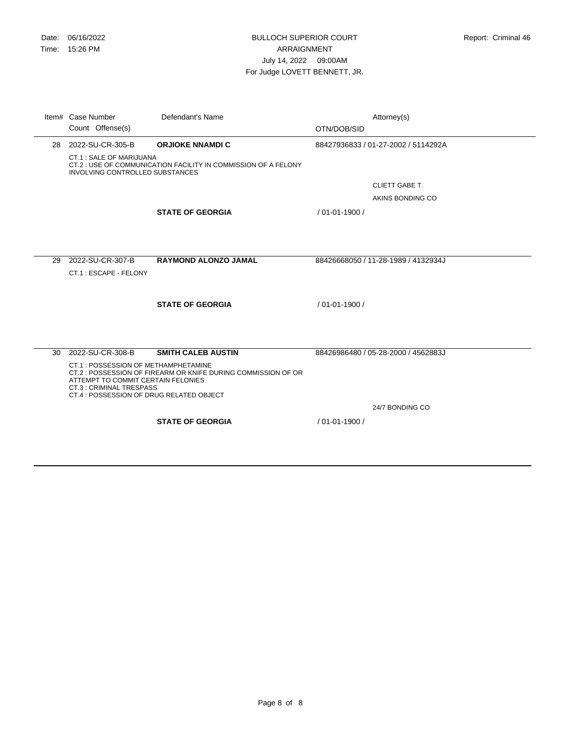BULLOCH SUPERIOR COURT
ARRAIGNMENT
July 14, 2022 09:00AM
For Judge LOVETT BENNETT, JR.

Date: 06/16/2022
Time: 15:26 PM
Report: Criminal 46

| Item# | Case Number / Count Offense(s) | Defendant's Name | OTN/DOB/SID | Attorney(s) |
|---|---|---|---|---|
| 28 | 2022-SU-CR-305-B | **ORJIOKE NNAMDI C** | 88427936833 / 01-27-2002 / 5114292A | |
| | CT.1 : SALE OF MARIJUANA<br>CT.2 : USE OF COMMUNICATION FACILITY IN COMMISSION OF A FELONY INVOLVING CONTROLLED SUBSTANCES | | | |
| | | | | CLIETT GABE T. |
| | | | | AKINS BONDING CO |
| | | **STATE OF GEORGIA** | / 01-01-1900 / | |
| 29 | 2022-SU-CR-307-B | **RAYMOND ALONZO JAMAL** | 88426668050 / 11-28-1989 / 4132934J | |
| | CT.1 : ESCAPE - FELONY | | | |
| | | **STATE OF GEORGIA** | / 01-01-1900 / | |
| 30 | 2022-SU-CR-308-B | **SMITH CALEB AUSTIN** | 88426986480 / 05-28-2000 / 4562883J | |
| | CT.1 : POSSESSION OF METHAMPHETAMINE<br>CT.2 : POSSESSION OF FIREARM OR KNIFE DURING COMMISSION OF OR ATTEMPT TO COMMIT CERTAIN FELONIES<br>CT.3 : CRIMINAL TRESPASS<br>CT.4 : POSSESSION OF DRUG RELATED OBJECT | | | |
| | | | | 24/7 BONDING CO |
| | | **STATE OF GEORGIA** | / 01-01-1900 / | |